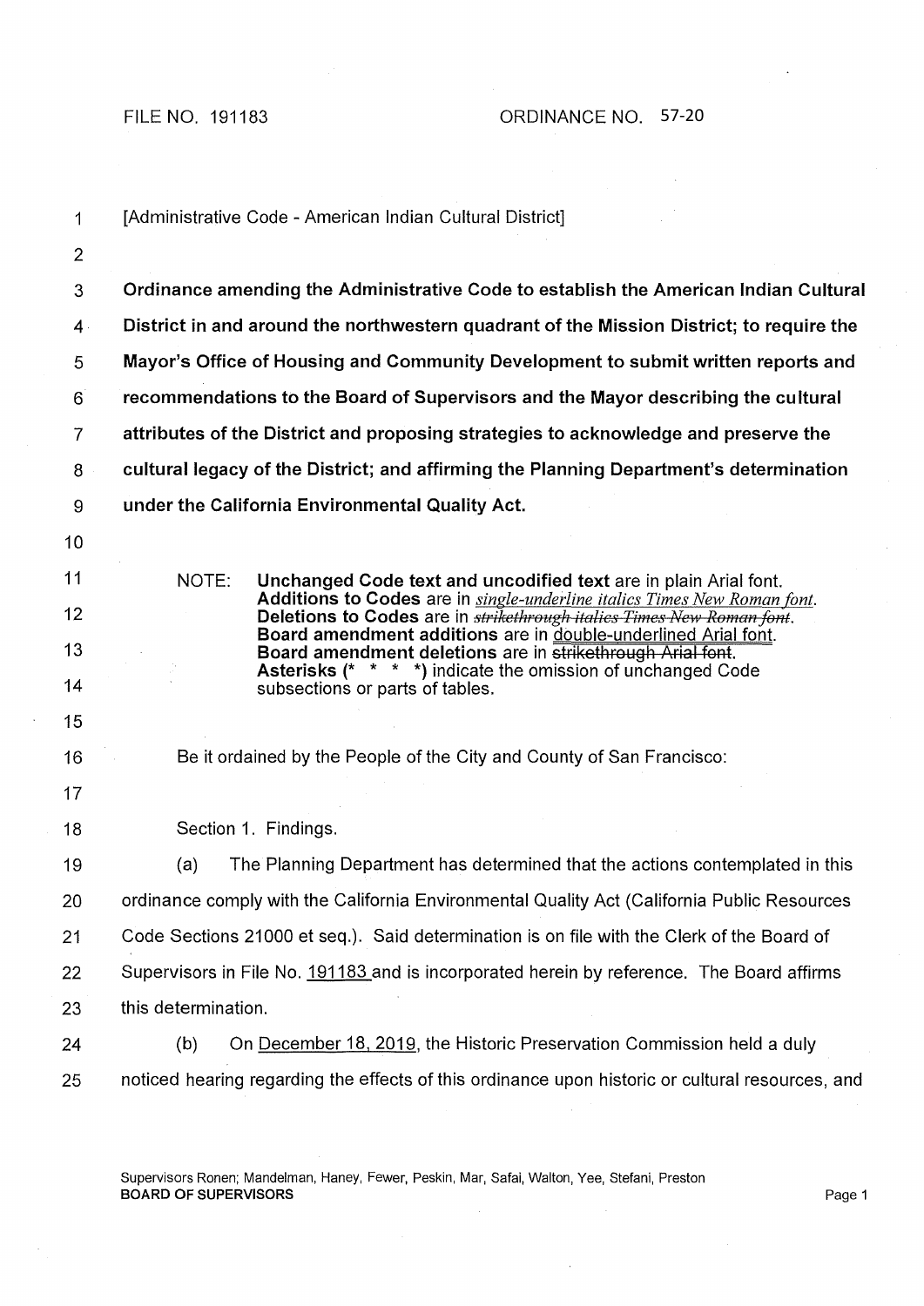FILE NO. 191183 ORDINANCE NO. 57-20

[Administrative Code - American Indian Cultural District]

**Ordinance amending the Administrative Code to establish the American Indian Cultural District in and around the northwestern quadrant of the Mission District; to require the Mayor's Office of Housing and Community Development to submit written reports and recommendations to the Board of Supervisors and the Mayor describing the cultural attributes of the District and proposing strategies to acknowledge and preserve the cultural legacy of the District; and affirming the Planning Department's determination under the California Environmental Quality Act.**

NOTE: **Unchanged Code text and uncodified text** are in plain Arial font.
**Additions to Codes** are in *single-underline italics Times New Roman font*.
**Deletions to Codes** are in ~~*strikethrough italics Times New Roman font*~~.
**Board amendment additions** are in double-underlined Arial font.
**Board amendment deletions** are in ~~strikethrough Arial font~~.
**Asterisks (* * * *)** indicate the omission of unchanged Code subsections or parts of tables.

Be it ordained by the People of the City and County of San Francisco:

Section 1. Findings.

(a) The Planning Department has determined that the actions contemplated in this ordinance comply with the California Environmental Quality Act (California Public Resources Code Sections 21000 et seq.). Said determination is on file with the Clerk of the Board of Supervisors in File No. 191183 and is incorporated herein by reference. The Board affirms this determination.

(b) On December 18, 2019, the Historic Preservation Commission held a duly noticed hearing regarding the effects of this ordinance upon historic or cultural resources, and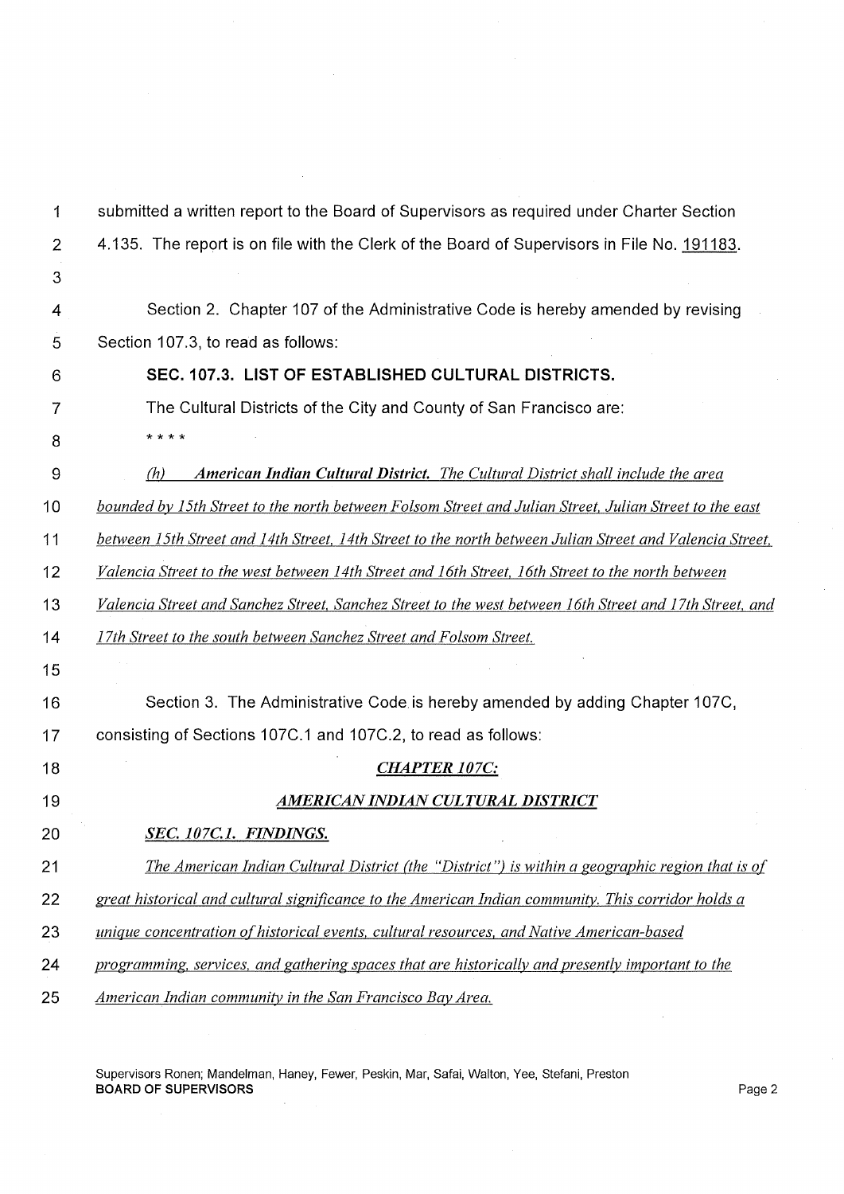submitted a written report to the Board of Supervisors as required under Charter Section 4.135. The report is on file with the Clerk of the Board of Supervisors in File No. 191183.

Section 2. Chapter 107 of the Administrative Code is hereby amended by revising Section 107.3, to read as follows:

**SEC. 107.3. LIST OF ESTABLISHED CULTURAL DISTRICTS.**

The Cultural Districts of the City and County of San Francisco are:

\* \* \* \*

*(h) **American Indian Cultural District.** The Cultural District shall include the area bounded by 15th Street to the north between Folsom Street and Julian Street, Julian Street to the east between 15th Street and 14th Street, 14th Street to the north between Julian Street and Valencia Street, Valencia Street to the west between 14th Street and 16th Street, 16th Street to the north between Valencia Street and Sanchez Street, Sanchez Street to the west between 16th Street and 17th Street, and 17th Street to the south between Sanchez Street and Folsom Street.*

Section 3. The Administrative Code is hereby amended by adding Chapter 107C, consisting of Sections 107C.1 and 107C.2, to read as follows:

***CHAPTER 107C:***

***AMERICAN INDIAN CULTURAL DISTRICT***

***SEC. 107C.1. FINDINGS.***

*The American Indian Cultural District (the "District") is within a geographic region that is of great historical and cultural significance to the American Indian community. This corridor holds a unique concentration of historical events, cultural resources, and Native American-based programming, services, and gathering spaces that are historically and presently important to the American Indian community in the San Francisco Bay Area.*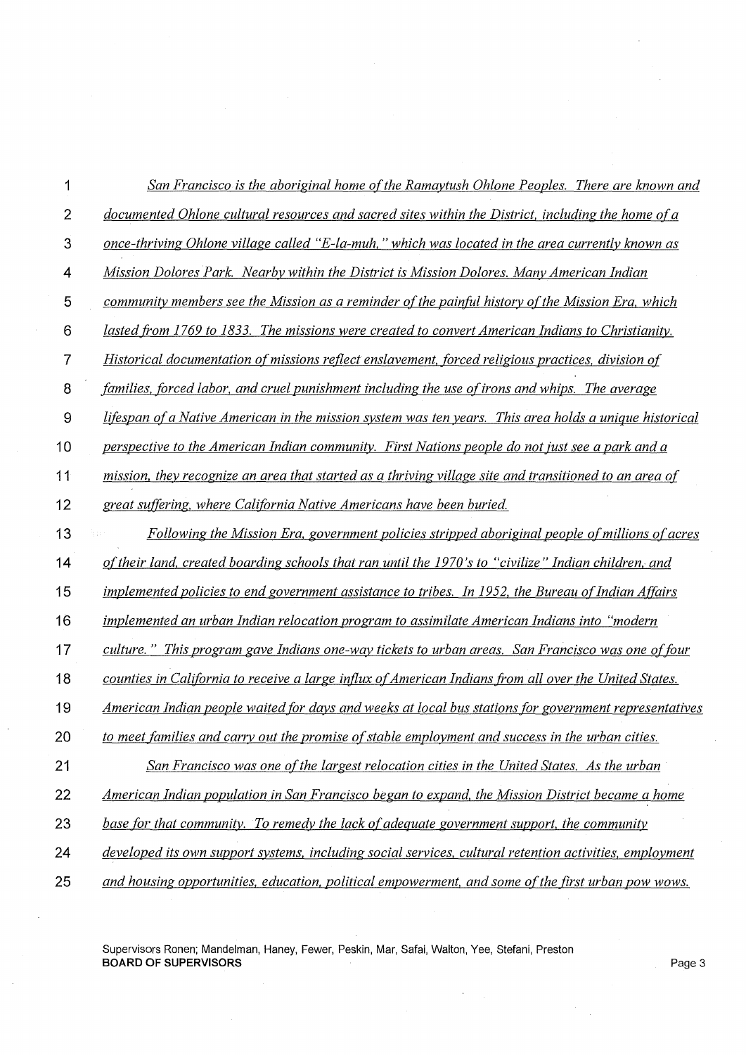*San Francisco is the aboriginal home of the Ramaytush Ohlone Peoples. There are known and documented Ohlone cultural resources and sacred sites within the District, including the home of a once-thriving Ohlone village called "E-la-muh," which was located in the area currently known as Mission Dolores Park. Nearby within the District is Mission Dolores. Many American Indian community members see the Mission as a reminder of the painful history of the Mission Era, which lasted from 1769 to 1833. The missions were created to convert American Indians to Christianity. Historical documentation of missions reflect enslavement, forced religious practices, division of families, forced labor, and cruel punishment including the use of irons and whips. The average lifespan of a Native American in the mission system was ten years. This area holds a unique historical perspective to the American Indian community. First Nations people do not just see a park and a mission, they recognize an area that started as a thriving village site and transitioned to an area of great suffering, where California Native Americans have been buried.*

*Following the Mission Era, government policies stripped aboriginal people of millions of acres of their land, created boarding schools that ran until the 1970's to "civilize" Indian children, and implemented policies to end government assistance to tribes. In 1952, the Bureau of Indian Affairs implemented an urban Indian relocation program to assimilate American Indians into "modern culture." This program gave Indians one-way tickets to urban areas. San Francisco was one of four counties in California to receive a large influx of American Indians from all over the United States. American Indian people waited for days and weeks at local bus stations for government representatives to meet families and carry out the promise of stable employment and success in the urban cities.*

*San Francisco was one of the largest relocation cities in the United States. As the urban American Indian population in San Francisco began to expand, the Mission District became a home base for that community. To remedy the lack of adequate government support, the community developed its own support systems, including social services, cultural retention activities, employment and housing opportunities, education, political empowerment, and some of the first urban pow wows.*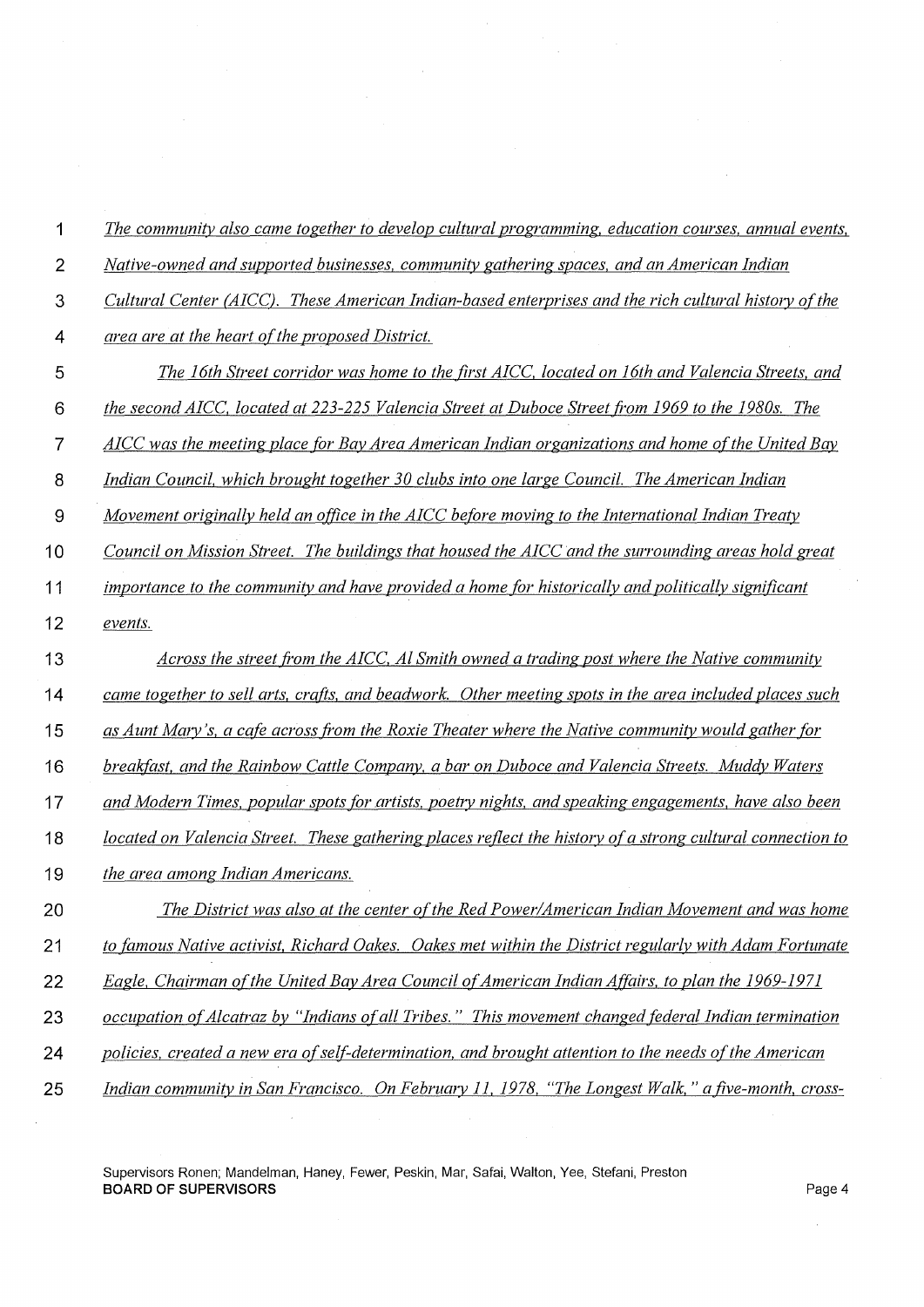*The community also came together to develop cultural programming, education courses, annual events, Native-owned and supported businesses, community gathering spaces, and an American Indian Cultural Center (AICC). These American Indian-based enterprises and the rich cultural history of the area are at the heart of the proposed District.*

*The 16th Street corridor was home to the first AICC, located on 16th and Valencia Streets, and the second AICC, located at 223-225 Valencia Street at Duboce Street from 1969 to the 1980s. The AICC was the meeting place for Bay Area American Indian organizations and home of the United Bay Indian Council, which brought together 30 clubs into one large Council. The American Indian Movement originally held an office in the AICC before moving to the International Indian Treaty Council on Mission Street. The buildings that housed the AICC and the surrounding areas hold great importance to the community and have provided a home for historically and politically significant events.*

*Across the street from the AICC, Al Smith owned a trading post where the Native community came together to sell arts, crafts, and beadwork. Other meeting spots in the area included places such as Aunt Mary's, a cafe across from the Roxie Theater where the Native community would gather for breakfast, and the Rainbow Cattle Company, a bar on Duboce and Valencia Streets. Muddy Waters and Modern Times, popular spots for artists, poetry nights, and speaking engagements, have also been located on Valencia Street. These gathering places reflect the history of a strong cultural connection to the area among Indian Americans.*

*The District was also at the center of the Red Power/American Indian Movement and was home to famous Native activist, Richard Oakes. Oakes met within the District regularly with Adam Fortunate Eagle, Chairman of the United Bay Area Council of American Indian Affairs, to plan the 1969-1971 occupation of Alcatraz by "Indians of all Tribes." This movement changed federal Indian termination policies, created a new era of self-determination, and brought attention to the needs of the American Indian community in San Francisco. On February 11, 1978, "The Longest Walk," a five-month, cross-*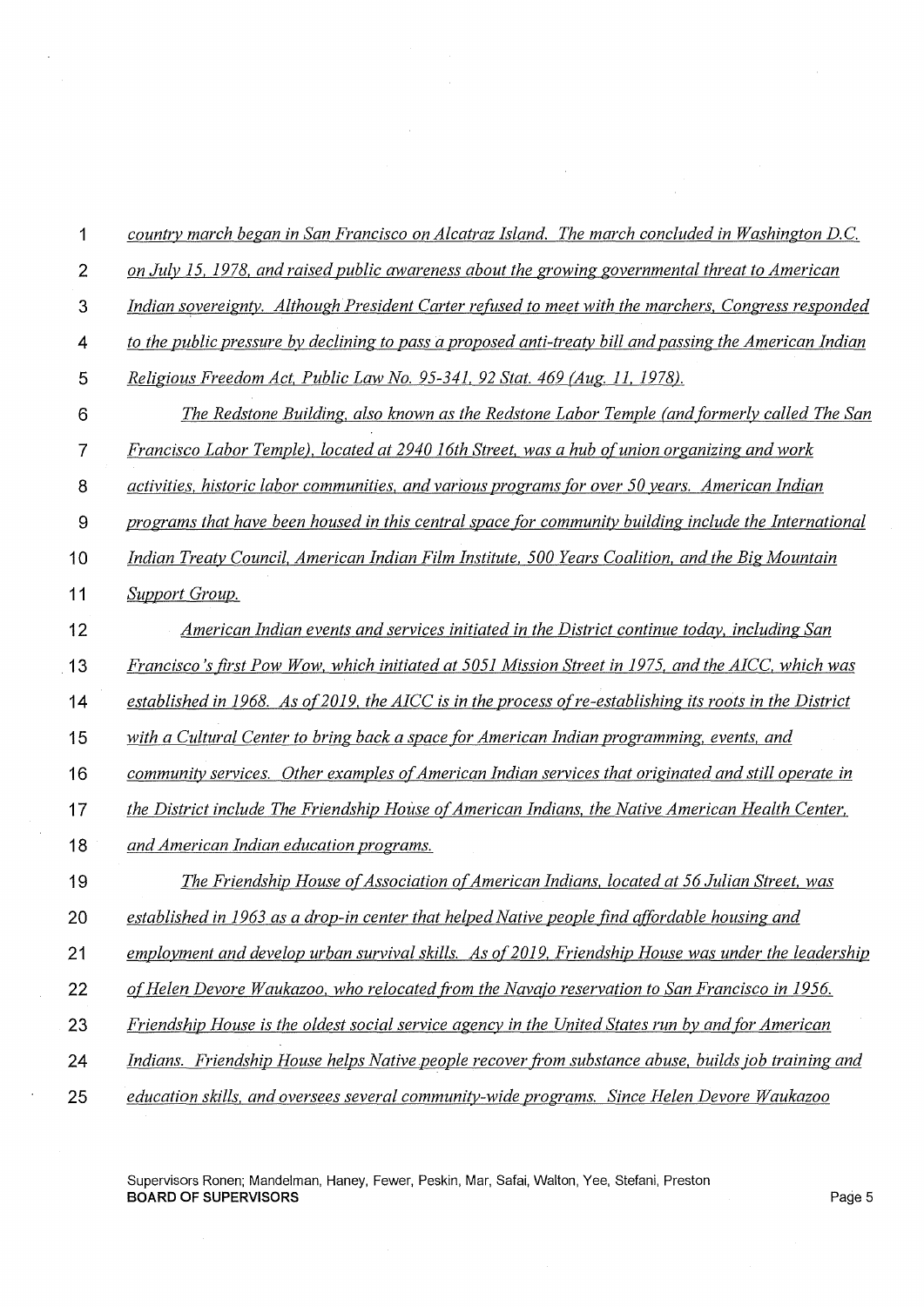*country march began in San Francisco on Alcatraz Island. The march concluded in Washington D.C. on July 15, 1978, and raised public awareness about the growing governmental threat to American Indian sovereignty. Although President Carter refused to meet with the marchers, Congress responded to the public pressure by declining to pass a proposed anti-treaty bill and passing the American Indian Religious Freedom Act, Public Law No. 95-341, 92 Stat. 469 (Aug. 11, 1978).*

*The Redstone Building, also known as the Redstone Labor Temple (and formerly called The San Francisco Labor Temple), located at 2940 16th Street, was a hub of union organizing and work activities, historic labor communities, and various programs for over 50 years. American Indian programs that have been housed in this central space for community building include the International Indian Treaty Council, American Indian Film Institute, 500 Years Coalition, and the Big Mountain Support Group.*

*American Indian events and services initiated in the District continue today, including San Francisco's first Pow Wow, which initiated at 5051 Mission Street in 1975, and the AICC, which was established in 1968. As of 2019, the AICC is in the process of re-establishing its roots in the District with a Cultural Center to bring back a space for American Indian programming, events, and community services. Other examples of American Indian services that originated and still operate in the District include The Friendship House of American Indians, the Native American Health Center, and American Indian education programs.*

*The Friendship House of Association of American Indians, located at 56 Julian Street, was established in 1963 as a drop-in center that helped Native people find affordable housing and employment and develop urban survival skills. As of 2019, Friendship House was under the leadership of Helen Devore Waukazoo, who relocated from the Navajo reservation to San Francisco in 1956. Friendship House is the oldest social service agency in the United States run by and for American Indians. Friendship House helps Native people recover from substance abuse, builds job training and education skills, and oversees several community-wide programs. Since Helen Devore Waukazoo*

Supervisors Ronen; Mandelman, Haney, Fewer, Peskin, Mar, Safai, Walton, Yee, Stefani, Preston
**BOARD OF SUPERVISORS**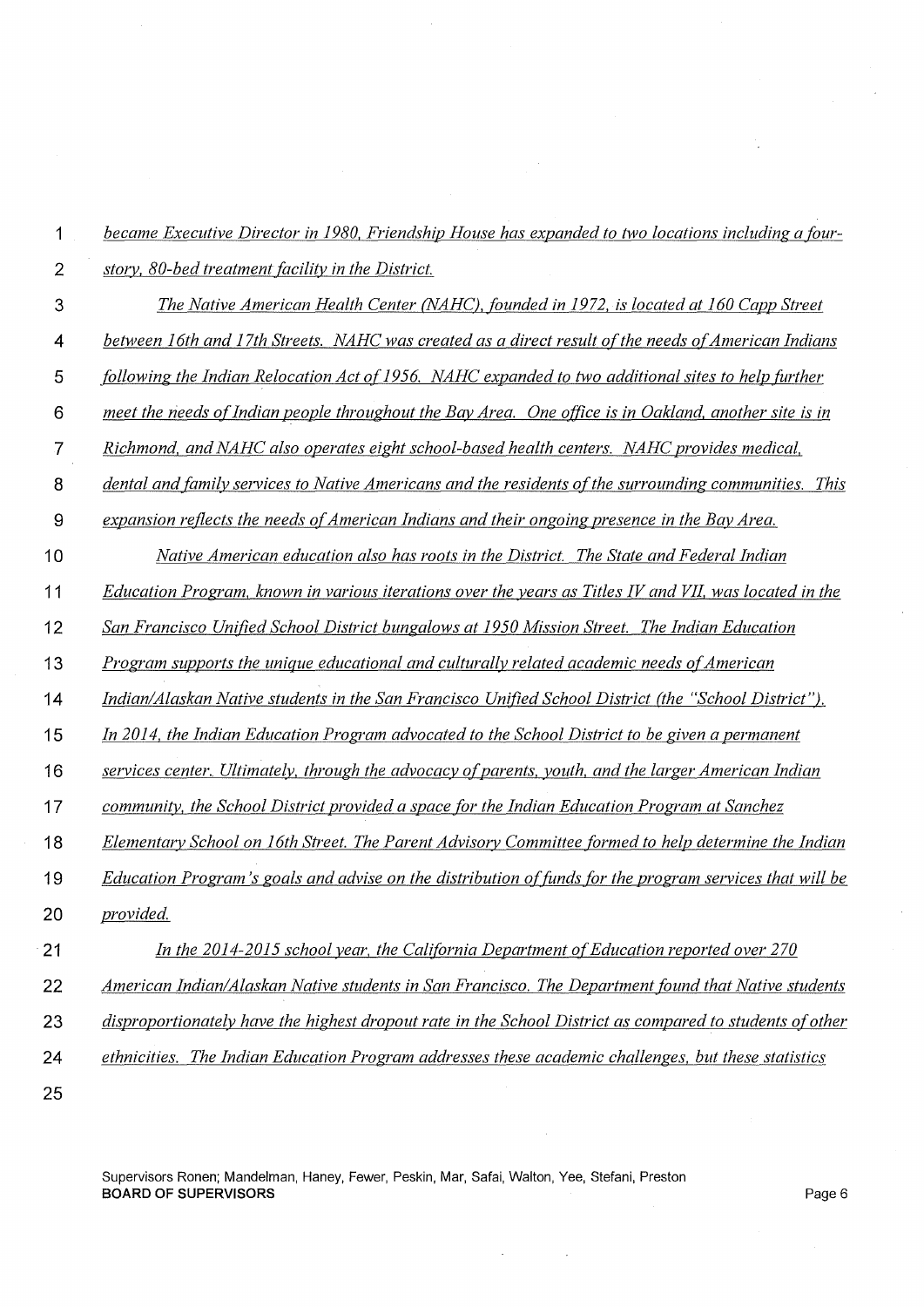*became Executive Director in 1980, Friendship House has expanded to two locations including a four-story, 80-bed treatment facility in the District.*

*The Native American Health Center (NAHC), founded in 1972, is located at 160 Capp Street between 16th and 17th Streets. NAHC was created as a direct result of the needs of American Indians following the Indian Relocation Act of 1956. NAHC expanded to two additional sites to help further meet the needs of Indian people throughout the Bay Area. One office is in Oakland, another site is in Richmond, and NAHC also operates eight school-based health centers. NAHC provides medical, dental and family services to Native Americans and the residents of the surrounding communities. This expansion reflects the needs of American Indians and their ongoing presence in the Bay Area.*

*Native American education also has roots in the District. The State and Federal Indian Education Program, known in various iterations over the years as Titles IV and VII, was located in the San Francisco Unified School District bungalows at 1950 Mission Street. The Indian Education Program supports the unique educational and culturally related academic needs of American Indian/Alaskan Native students in the San Francisco Unified School District (the "School District"). In 2014, the Indian Education Program advocated to the School District to be given a permanent services center. Ultimately, through the advocacy of parents, youth, and the larger American Indian community, the School District provided a space for the Indian Education Program at Sanchez Elementary School on 16th Street. The Parent Advisory Committee formed to help determine the Indian Education Program's goals and advise on the distribution of funds for the program services that will be provided.*

*In the 2014-2015 school year, the California Department of Education reported over 270 American Indian/Alaskan Native students in San Francisco. The Department found that Native students disproportionately have the highest dropout rate in the School District as compared to students of other ethnicities. The Indian Education Program addresses these academic challenges, but these statistics*

Supervisors Ronen; Mandelman, Haney, Fewer, Peskin, Mar, Safai, Walton, Yee, Stefani, Preston
**BOARD OF SUPERVISORS**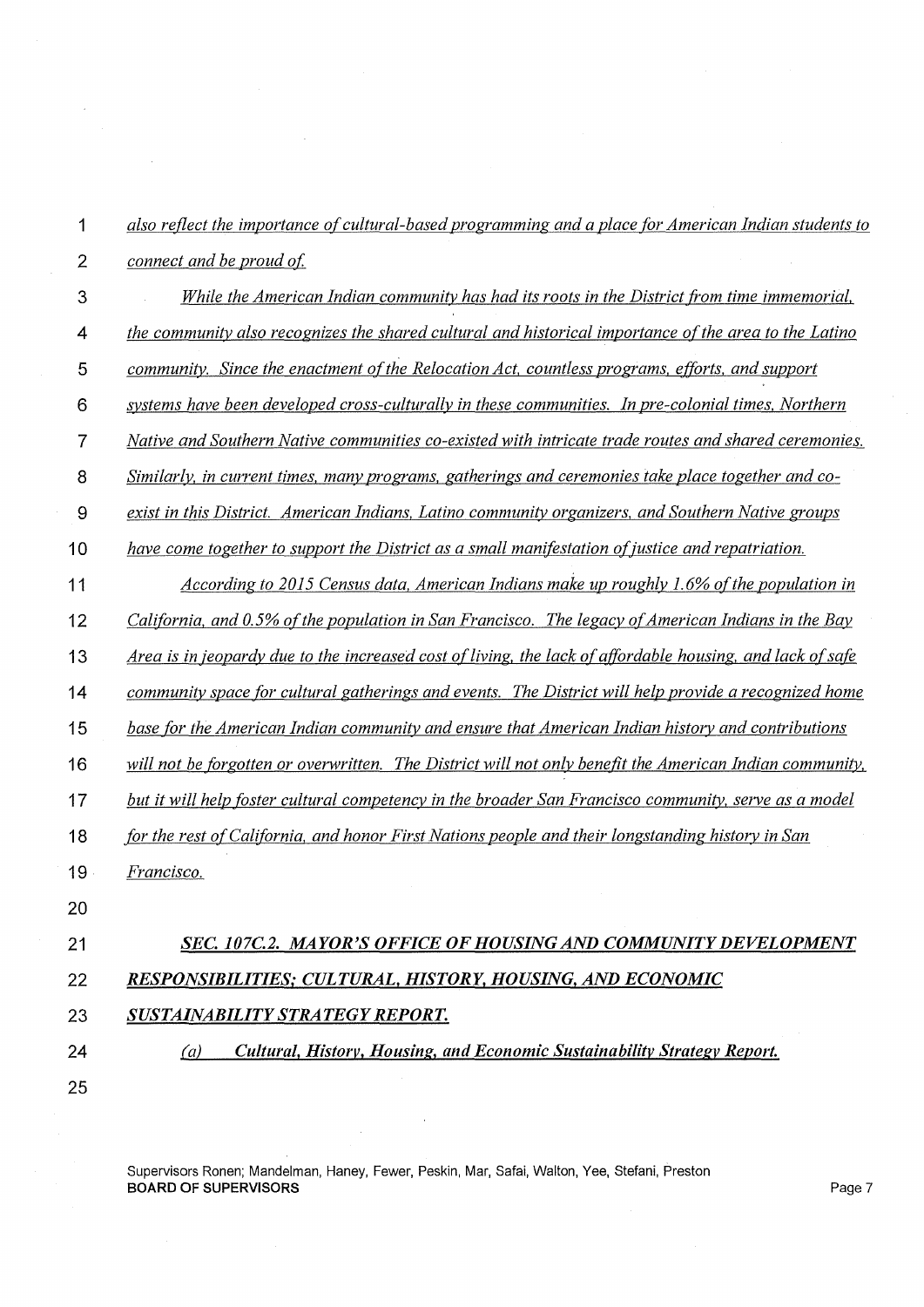*also reflect the importance of cultural-based programming and a place for American Indian students to connect and be proud of.*

*While the American Indian community has had its roots in the District from time immemorial, the community also recognizes the shared cultural and historical importance of the area to the Latino community. Since the enactment of the Relocation Act, countless programs, efforts, and support systems have been developed cross-culturally in these communities. In pre-colonial times, Northern Native and Southern Native communities co-existed with intricate trade routes and shared ceremonies. Similarly, in current times, many programs, gatherings and ceremonies take place together and co-exist in this District. American Indians, Latino community organizers, and Southern Native groups have come together to support the District as a small manifestation of justice and repatriation.*

*According to 2015 Census data, American Indians make up roughly 1.6% of the population in California, and 0.5% of the population in San Francisco. The legacy of American Indians in the Bay Area is in jeopardy due to the increased cost of living, the lack of affordable housing, and lack of safe community space for cultural gatherings and events. The District will help provide a recognized home base for the American Indian community and ensure that American Indian history and contributions will not be forgotten or overwritten. The District will not only benefit the American Indian community, but it will help foster cultural competency in the broader San Francisco community, serve as a model for the rest of California, and honor First Nations people and their longstanding history in San Francisco.*

## ***SEC. 107C.2. MAYOR'S OFFICE OF HOUSING AND COMMUNITY DEVELOPMENT RESPONSIBILITIES; CULTURAL, HISTORY, HOUSING, AND ECONOMIC SUSTAINABILITY STRATEGY REPORT.***

***(a) Cultural, History, Housing, and Economic Sustainability Strategy Report.***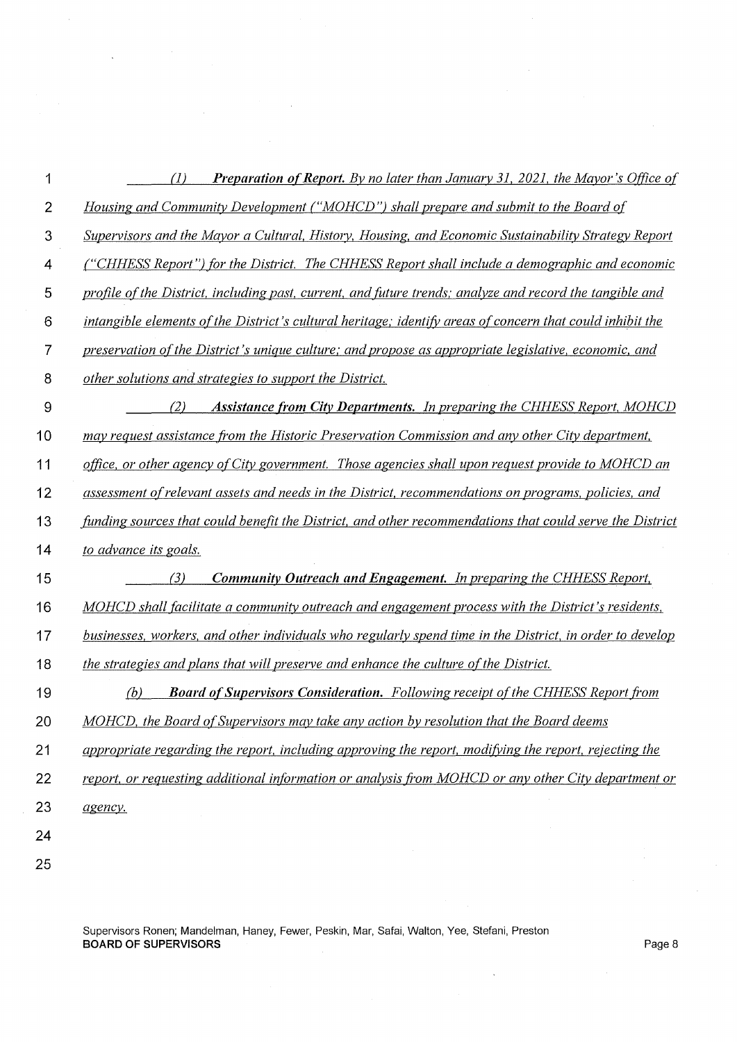*(1)* ***Preparation of Report.*** *By no later than January 31, 2021, the Mayor's Office of Housing and Community Development ("MOHCD") shall prepare and submit to the Board of Supervisors and the Mayor a Cultural, History, Housing, and Economic Sustainability Strategy Report ("CHHESS Report") for the District. The CHHESS Report shall include a demographic and economic profile of the District, including past, current, and future trends; analyze and record the tangible and intangible elements of the District's cultural heritage; identify areas of concern that could inhibit the preservation of the District's unique culture; and propose as appropriate legislative, economic, and other solutions and strategies to support the District.*

*(2)* ***Assistance from City Departments.*** *In preparing the CHHESS Report, MOHCD may request assistance from the Historic Preservation Commission and any other City department, office, or other agency of City government. Those agencies shall upon request provide to MOHCD an assessment of relevant assets and needs in the District, recommendations on programs, policies, and funding sources that could benefit the District, and other recommendations that could serve the District to advance its goals.*

*(3)* ***Community Outreach and Engagement.*** *In preparing the CHHESS Report, MOHCD shall facilitate a community outreach and engagement process with the District's residents, businesses, workers, and other individuals who regularly spend time in the District, in order to develop the strategies and plans that will preserve and enhance the culture of the District.*

*(b)* ***Board of Supervisors Consideration.*** *Following receipt of the CHHESS Report from MOHCD, the Board of Supervisors may take any action by resolution that the Board deems appropriate regarding the report, including approving the report, modifying the report, rejecting the report, or requesting additional information or analysis from MOHCD or any other City department or agency.*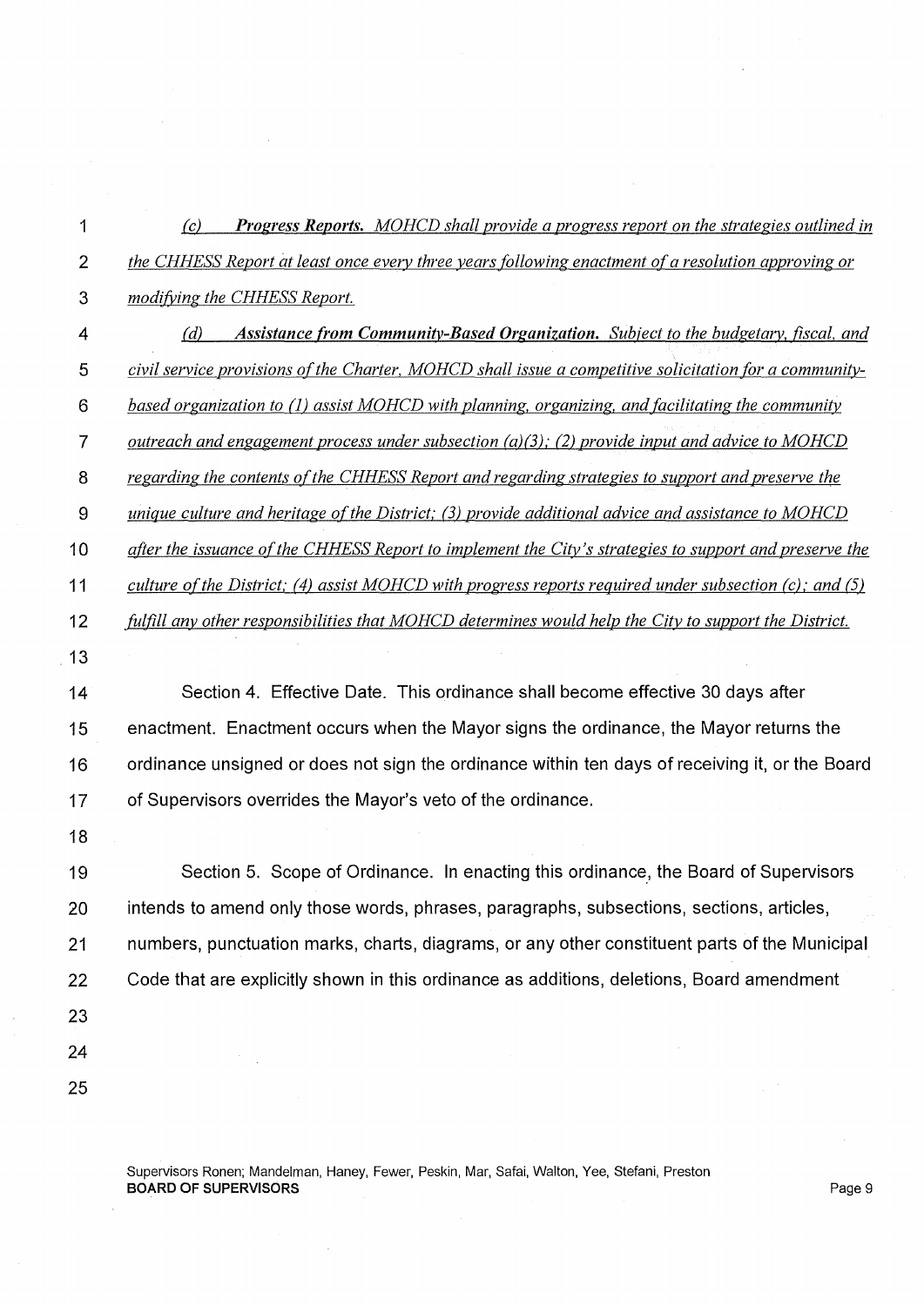*(c)* ***Progress Reports.*** *MOHCD shall provide a progress report on the strategies outlined in the CHHESS Report at least once every three years following enactment of a resolution approving or modifying the CHHESS Report.*

*(d)* ***Assistance from Community-Based Organization.*** *Subject to the budgetary, fiscal, and civil service provisions of the Charter, MOHCD shall issue a competitive solicitation for a community-based organization to (1) assist MOHCD with planning, organizing, and facilitating the community outreach and engagement process under subsection (a)(3); (2) provide input and advice to MOHCD regarding the contents of the CHHESS Report and regarding strategies to support and preserve the unique culture and heritage of the District; (3) provide additional advice and assistance to MOHCD after the issuance of the CHHESS Report to implement the City's strategies to support and preserve the culture of the District; (4) assist MOHCD with progress reports required under subsection (c); and (5) fulfill any other responsibilities that MOHCD determines would help the City to support the District.*

Section 4. Effective Date. This ordinance shall become effective 30 days after enactment. Enactment occurs when the Mayor signs the ordinance, the Mayor returns the ordinance unsigned or does not sign the ordinance within ten days of receiving it, or the Board of Supervisors overrides the Mayor's veto of the ordinance.

Section 5. Scope of Ordinance. In enacting this ordinance, the Board of Supervisors intends to amend only those words, phrases, paragraphs, subsections, sections, articles, numbers, punctuation marks, charts, diagrams, or any other constituent parts of the Municipal Code that are explicitly shown in this ordinance as additions, deletions, Board amendment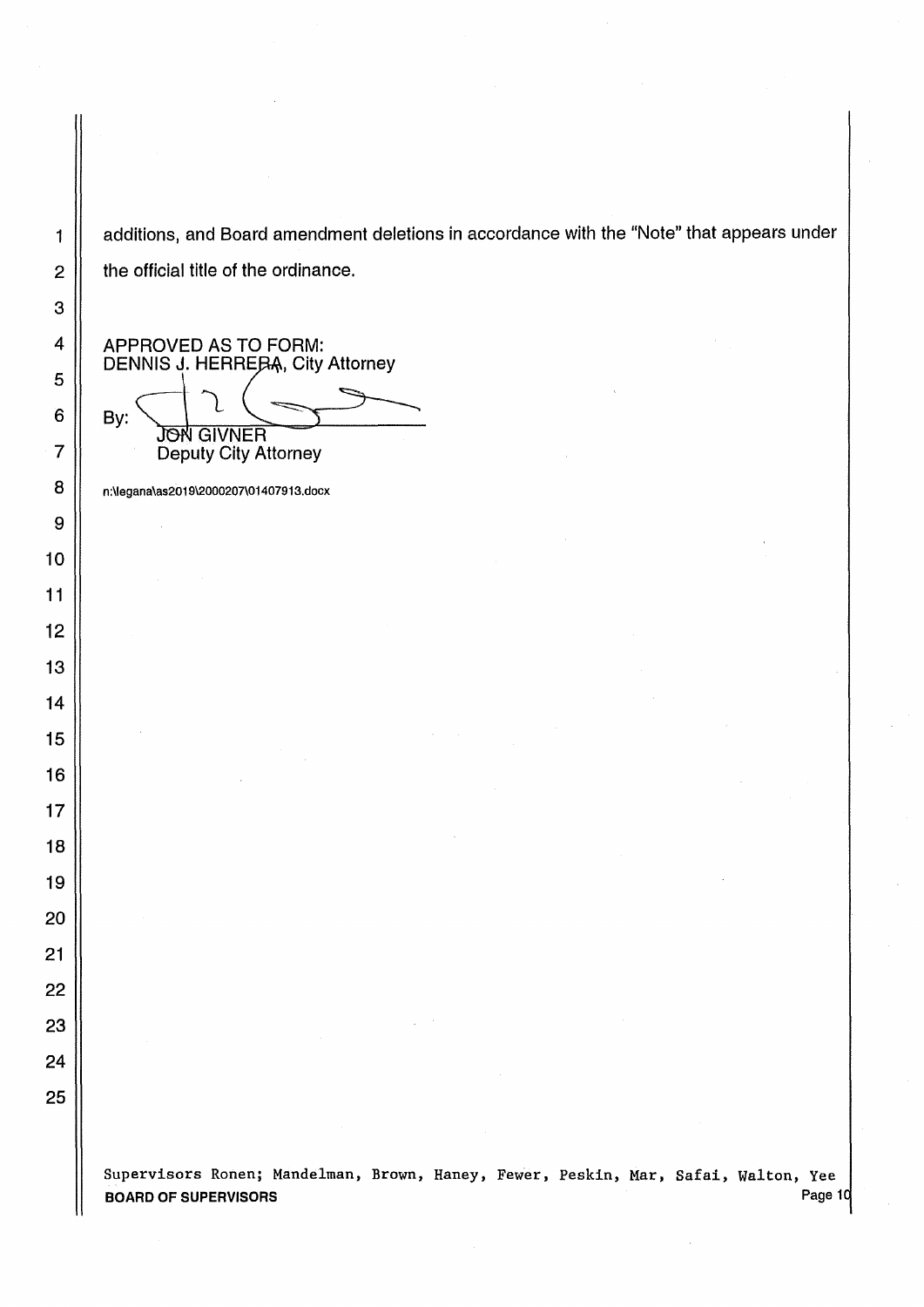additions, and Board amendment deletions in accordance with the "Note" that appears under the official title of the ordinance.

APPROVED AS TO FORM:
DENNIS J. HERRERA, City Attorney

By:
JON GIVNER
Deputy City Attorney

n:\legana\as2019\2000207\01407913.docx

Supervisors Ronen; Mandelman, Brown, Haney, Fewer, Peskin, Mar, Safai, Walton, Yee
**BOARD OF SUPERVISORS**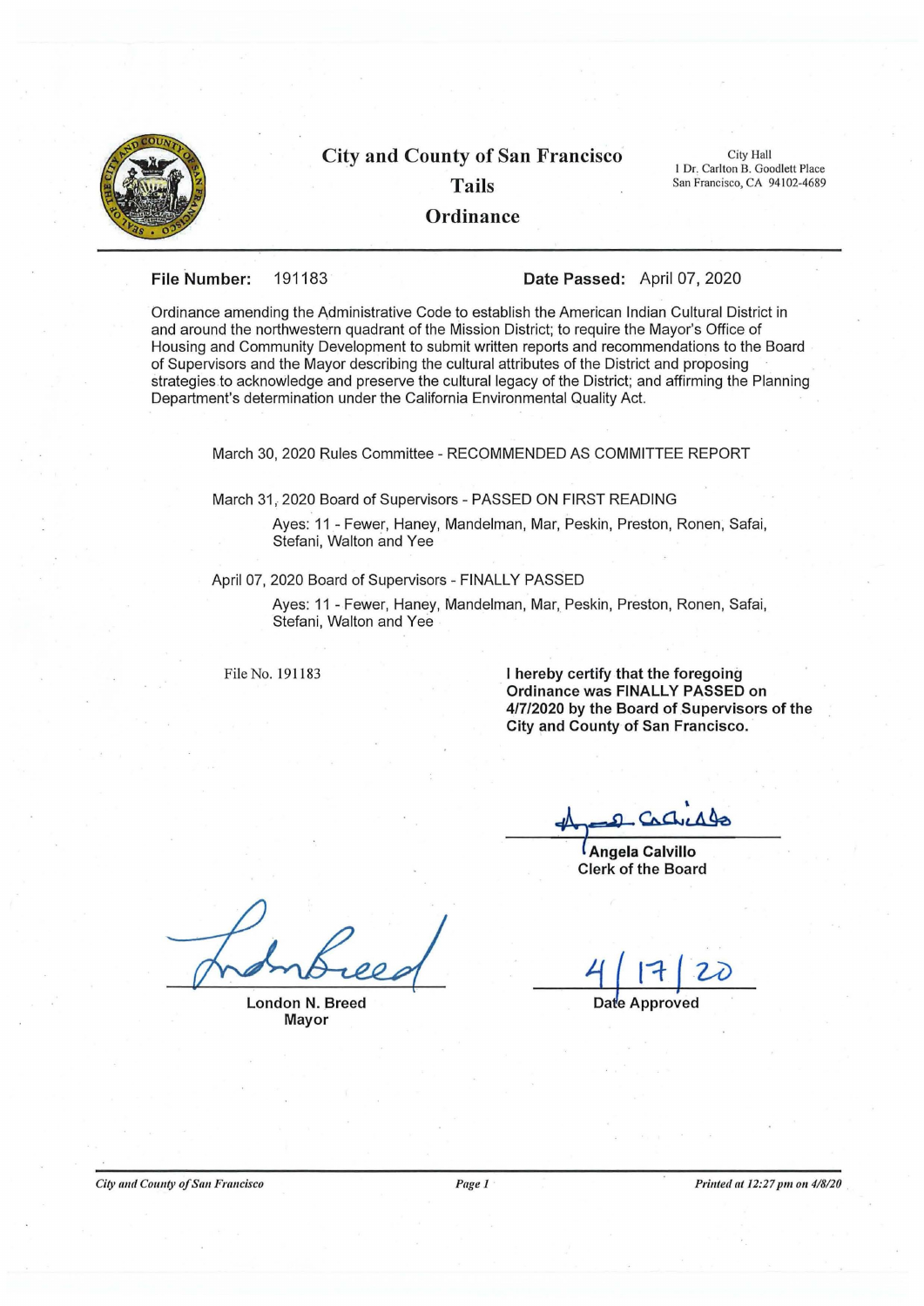# City and County of San Francisco

## Tails

## Ordinance

City Hall
1 Dr. Carlton B. Goodlett Place
San Francisco, CA 94102-4689

**File Number:** 191183 **Date Passed:** April 07, 2020

Ordinance amending the Administrative Code to establish the American Indian Cultural District in and around the northwestern quadrant of the Mission District; to require the Mayor's Office of Housing and Community Development to submit written reports and recommendations to the Board of Supervisors and the Mayor describing the cultural attributes of the District and proposing strategies to acknowledge and preserve the cultural legacy of the District; and affirming the Planning Department's determination under the California Environmental Quality Act.

March 30, 2020 Rules Committee - RECOMMENDED AS COMMITTEE REPORT

March 31, 2020 Board of Supervisors - PASSED ON FIRST READING

Ayes: 11 - Fewer, Haney, Mandelman, Mar, Peskin, Preston, Ronen, Safai, Stefani, Walton and Yee

April 07, 2020 Board of Supervisors - FINALLY PASSED

Ayes: 11 - Fewer, Haney, Mandelman, Mar, Peskin, Preston, Ronen, Safai, Stefani, Walton and Yee

File No. 191183

**I hereby certify that the foregoing Ordinance was FINALLY PASSED on 4/7/2020 by the Board of Supervisors of the City and County of San Francisco.**

**Angela Calvillo**
**Clerk of the Board**

**London N. Breed**
**Mayor**

4/17/20
**Date Approved**